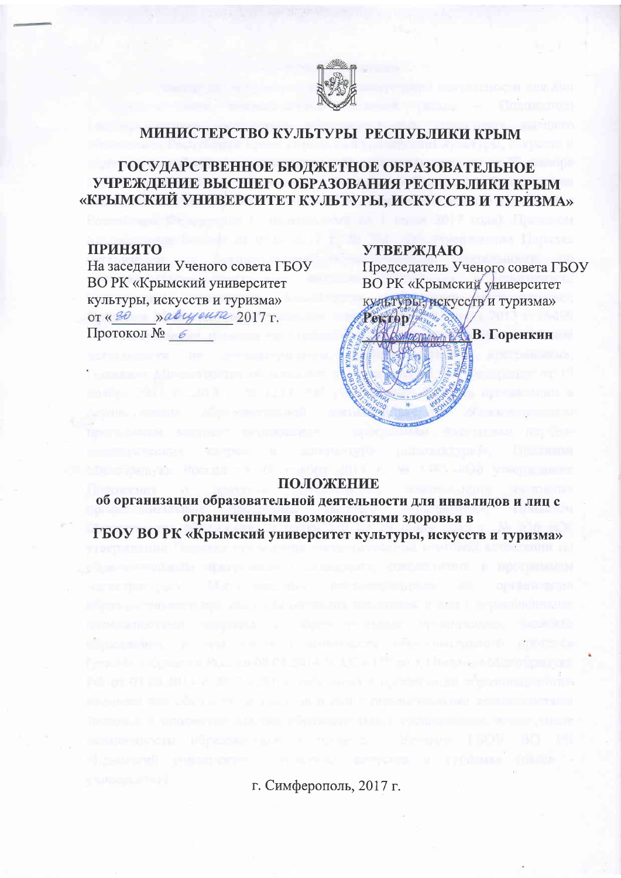# МИНИСТЕРСТВО КУЛЬТУРЫ РЕСПУБЛИКИ КРЫМ

## ГОСУДАРСТВЕННОЕ БЮДЖЕТНОЕ ОБРАЗОВАТЕЛЬНОЕ УЧРЕЖДЕНИЕ ВЫСШЕГО ОБРАЗОВАНИЯ РЕСПУБЛИКИ КРЫМ «КРЫМСКИЙ УНИВЕРСИТЕТ КУЛЬТУРЫ, ИСКУССТВ И ТУРИЗМА»

**ПРИНЯТО**
На заседании Ученого совета ГБОУ ВО РК «Крымский университет культуры, искусств и туризма»
от «30» августа 2017 г.
Протокол № 6

**УТВЕРЖДАЮ**
Председатель Ученого совета ГБОУ ВО РК «Крымский университет культуры, искусств и туризма»
**Ректор**
_____________ **В. Горенкин**

## ПОЛОЖЕНИЕ

### об организации образовательной деятельности для инвалидов и лиц с ограниченными возможностями здоровья в ГБОУ ВО РК «Крымский университет культуры, искусств и туризма»

г. Симферополь, 2017 г.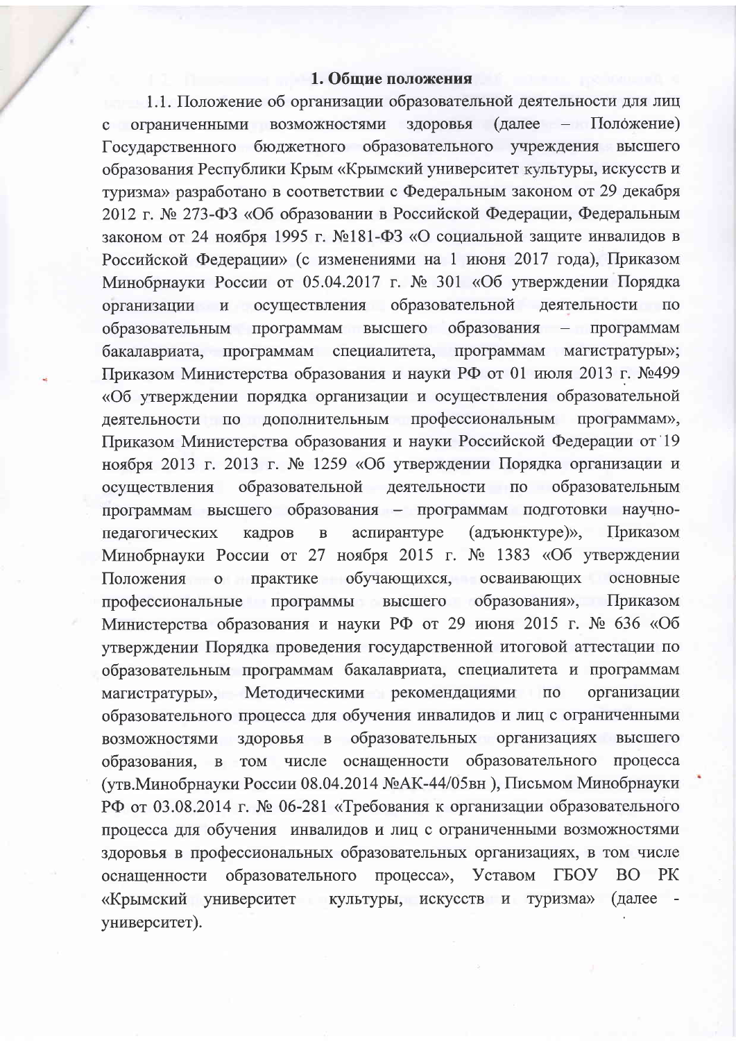## 1. Общие положения

1.1. Положение об организации образовательной деятельности для лиц с ограниченными возможностями здоровья (далее – Положение) Государственного бюджетного образовательного учреждения высшего образования Республики Крым «Крымский университет культуры, искусств и туризма» разработано в соответствии с Федеральным законом от 29 декабря 2012 г. № 273-ФЗ «Об образовании в Российской Федерации, Федеральным законом от 24 ноября 1995 г. №181-ФЗ «О социальной защите инвалидов в Российской Федерации» (с изменениями на 1 июня 2017 года), Приказом Минобрнауки России от 05.04.2017 г. № 301 «Об утверждении Порядка организации и осуществления образовательной деятельности по образовательным программам высшего образования – программам бакалавриата, программам специалитета, программам магистратуры»; Приказом Министерства образования и науки РФ от 01 июля 2013 г. №499 «Об утверждении порядка организации и осуществления образовательной деятельности по дополнительным профессиональным программам», Приказом Министерства образования и науки Российской Федерации от 19 ноября 2013 г. 2013 г. № 1259 «Об утверждении Порядка организации и осуществления образовательной деятельности по образовательным программам высшего образования – программам подготовки научно-педагогических кадров в аспирантуре (адъюнктуре)», Приказом Минобрнауки России от 27 ноября 2015 г. № 1383 «Об утверждении Положения о практике обучающихся, осваивающих основные профессиональные программы высшего образования», Приказом Министерства образования и науки РФ от 29 июня 2015 г. № 636 «Об утверждении Порядка проведения государственной итоговой аттестации по образовательным программам бакалавриата, специалитета и программам магистратуры», Методическими рекомендациями по организации образовательного процесса для обучения инвалидов и лиц с ограниченными возможностями здоровья в образовательных организациях высшего образования, в том числе оснащенности образовательного процесса (утв.Минобрнауки России 08.04.2014 №АК-44/05вн ), Письмом Минобрнауки РФ от 03.08.2014 г. № 06-281 «Требования к организации образовательного процесса для обучения инвалидов и лиц с ограниченными возможностями здоровья в профессиональных образовательных организациях, в том числе оснащенности образовательного процесса», Уставом ГБОУ ВО РК «Крымский университет культуры, искусств и туризма» (далее - университет).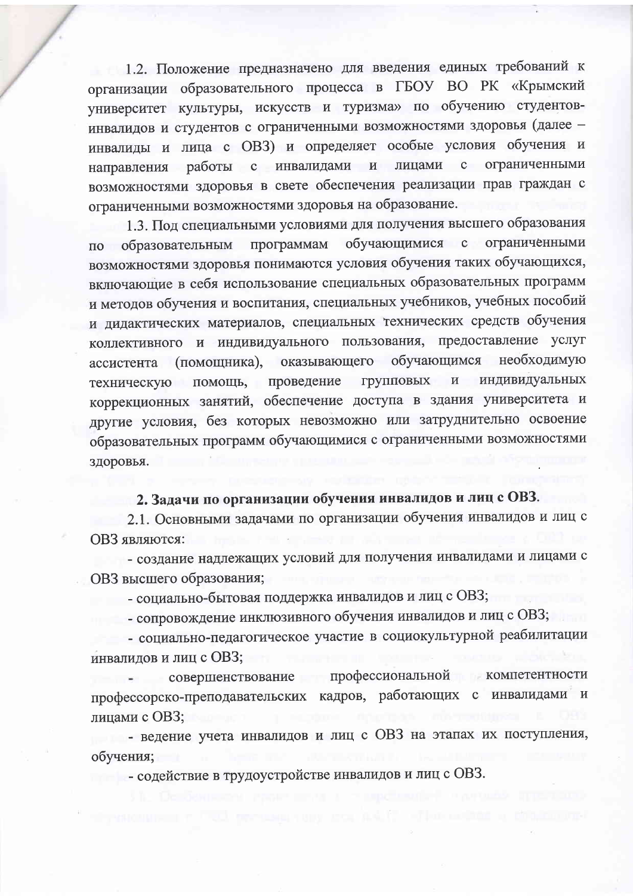1.2. Положение предназначено для введения единых требований к организации образовательного процесса в ГБОУ ВО РК «Крымский университет культуры, искусств и туризма» по обучению студентов-инвалидов и студентов с ограниченными возможностями здоровья (далее – инвалиды и лица с ОВЗ) и определяет особые условия обучения и направления работы с инвалидами и лицами с ограниченными возможностями здоровья в свете обеспечения реализации прав граждан с ограниченными возможностями здоровья на образование.

1.3. Под специальными условиями для получения высшего образования по образовательным программам обучающимися с ограниченными возможностями здоровья понимаются условия обучения таких обучающихся, включающие в себя использование специальных образовательных программ и методов обучения и воспитания, специальных учебников, учебных пособий и дидактических материалов, специальных технических средств обучения коллективного и индивидуального пользования, предоставление услуг ассистента (помощника), оказывающего обучающимся необходимую техническую помощь, проведение групповых и индивидуальных коррекционных занятий, обеспечение доступа в здания университета и другие условия, без которых невозможно или затруднительно освоение образовательных программ обучающимися с ограниченными возможностями здоровья.

## 2. Задачи по организации обучения инвалидов и лиц с ОВЗ.

2.1. Основными задачами по организации обучения инвалидов и лиц с ОВЗ являются:

- создание надлежащих условий для получения инвалидами и лицами с ОВЗ высшего образования;
- социально-бытовая поддержка инвалидов и лиц с ОВЗ;
- сопровождение инклюзивного обучения инвалидов и лиц с ОВЗ;
- социально-педагогическое участие в социокультурной реабилитации инвалидов и лиц с ОВЗ;
- совершенствование профессиональной компетентности профессорско-преподавательских кадров, работающих с инвалидами и лицами с ОВЗ;
- ведение учета инвалидов и лиц с ОВЗ на этапах их поступления, обучения;
- содействие в трудоустройстве инвалидов и лиц с ОВЗ.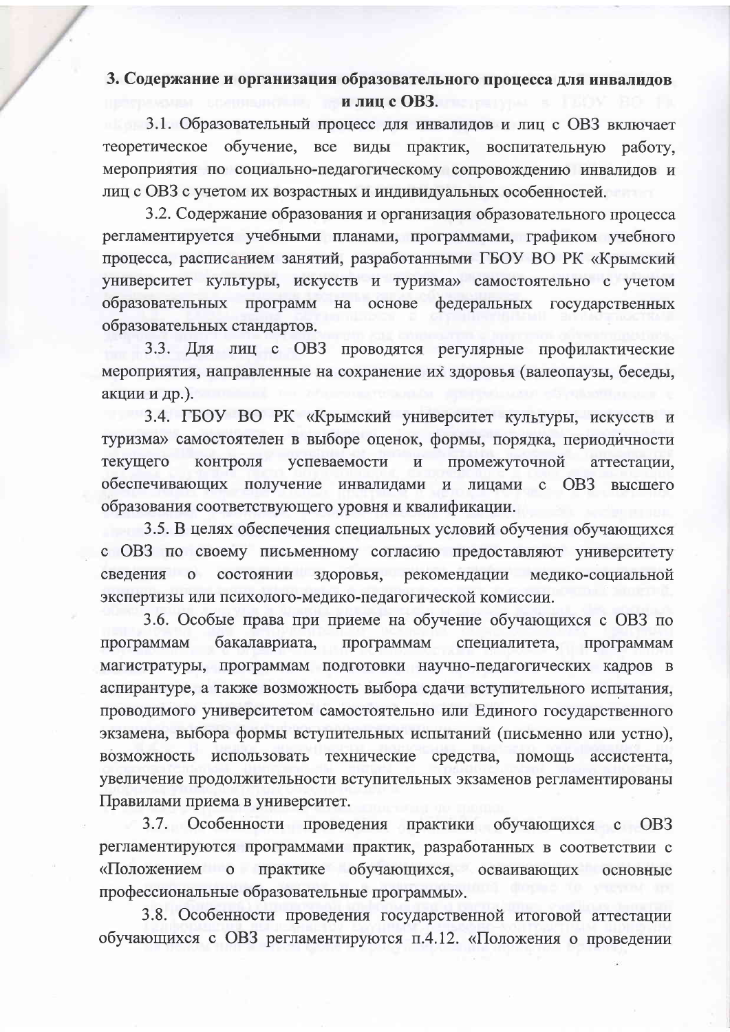## 3. Содержание и организация образовательного процесса для инвалидов и лиц с ОВЗ.

3.1. Образовательный процесс для инвалидов и лиц с ОВЗ включает теоретическое обучение, все виды практик, воспитательную работу, мероприятия по социально-педагогическому сопровождению инвалидов и лиц с ОВЗ с учетом их возрастных и индивидуальных особенностей.

3.2. Содержание образования и организация образовательного процесса регламентируется учебными планами, программами, графиком учебного процесса, расписанием занятий, разработанными ГБОУ ВО РК «Крымский университет культуры, искусств и туризма» самостоятельно с учетом образовательных программ на основе федеральных государственных образовательных стандартов.

3.3. Для лиц с ОВЗ проводятся регулярные профилактические мероприятия, направленные на сохранение их здоровья (валеопаузы, беседы, акции и др.).

3.4. ГБОУ ВО РК «Крымский университет культуры, искусств и туризма» самостоятелен в выборе оценок, формы, порядка, периодичности текущего контроля успеваемости и промежуточной аттестации, обеспечивающих получение инвалидами и лицами с ОВЗ высшего образования соответствующего уровня и квалификации.

3.5. В целях обеспечения специальных условий обучения обучающихся с ОВЗ по своему письменному согласию предоставляют университету сведения о состоянии здоровья, рекомендации медико-социальной экспертизы или психолого-медико-педагогической комиссии.

3.6. Особые права при приеме на обучение обучающихся с ОВЗ по программам бакалавриата, программам специалитета, программам магистратуры, программам подготовки научно-педагогических кадров в аспирантуре, а также возможность выбора сдачи вступительного испытания, проводимого университетом самостоятельно или Единого государственного экзамена, выбора формы вступительных испытаний (письменно или устно), возможность использовать технические средства, помощь ассистента, увеличение продолжительности вступительных экзаменов регламентированы Правилами приема в университет.

3.7. Особенности проведения практики обучающихся с ОВЗ регламентируются программами практик, разработанных в соответствии с «Положением о практике обучающихся, осваивающих основные профессиональные образовательные программы».

3.8. Особенности проведения государственной итоговой аттестации обучающихся с ОВЗ регламентируются п.4.12. «Положения о проведении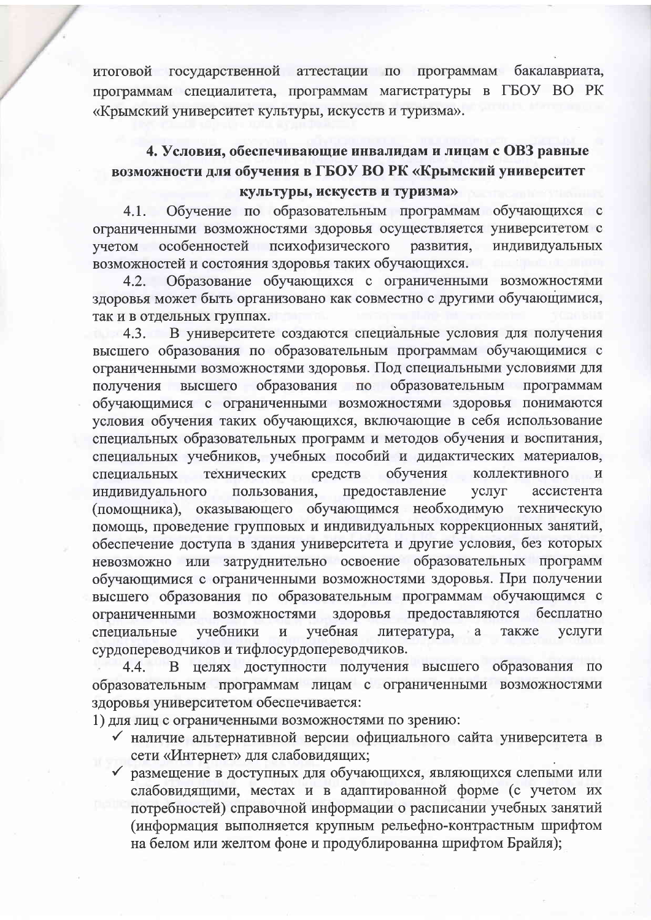итоговой государственной аттестации по программам бакалавриата, программам специалитета, программам магистратуры в ГБОУ ВО РК «Крымский университет культуры, искусств и туризма».

## 4. Условия, обеспечивающие инвалидам и лицам с ОВЗ равные возможности для обучения в ГБОУ ВО РК «Крымский университет культуры, искусств и туризма»

4.1. Обучение по образовательным программам обучающихся с ограниченными возможностями здоровья осуществляется университетом с учетом особенностей психофизического развития, индивидуальных возможностей и состояния здоровья таких обучающихся.

4.2. Образование обучающихся с ограниченными возможностями здоровья может быть организовано как совместно с другими обучающимися, так и в отдельных группах.

4.3. В университете создаются специальные условия для получения высшего образования по образовательным программам обучающимися с ограниченными возможностями здоровья. Под специальными условиями для получения высшего образования по образовательным программам обучающимися с ограниченными возможностями здоровья понимаются условия обучения таких обучающихся, включающие в себя использование специальных образовательных программ и методов обучения и воспитания, специальных учебников, учебных пособий и дидактических материалов, специальных технических средств обучения коллективного и индивидуального пользования, предоставление услуг ассистента (помощника), оказывающего обучающимся необходимую техническую помощь, проведение групповых и индивидуальных коррекционных занятий, обеспечение доступа в здания университета и другие условия, без которых невозможно или затруднительно освоение образовательных программ обучающимися с ограниченными возможностями здоровья. При получении высшего образования по образовательным программам обучающимся с ограниченными возможностями здоровья предоставляются бесплатно специальные учебники и учебная литература, а также услуги сурдопереводчиков и тифлосурдопереводчиков.

4.4. В целях доступности получения высшего образования по образовательным программам лицам с ограниченными возможностями здоровья университетом обеспечивается:

1) для лиц с ограниченными возможностями по зрению:

- ✓ наличие альтернативной версии официального сайта университета в сети «Интернет» для слабовидящих;
- ✓ размещение в доступных для обучающихся, являющихся слепыми или слабовидящими, местах и в адаптированной форме (с учетом их потребностей) справочной информации о расписании учебных занятий (информация выполняется крупным рельефно-контрастным шрифтом на белом или желтом фоне и продублированна шрифтом Брайля);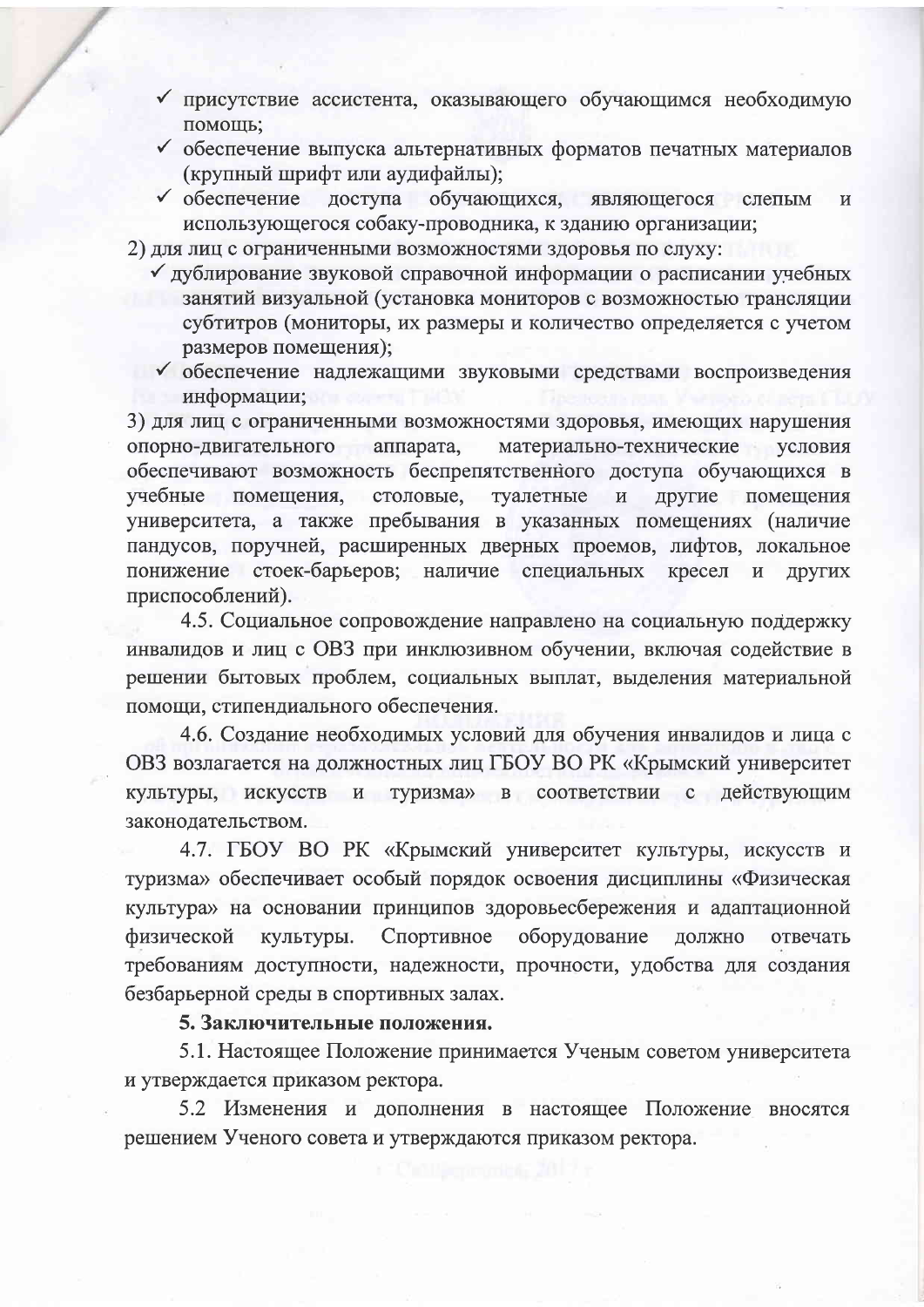- ✓ присутствие ассистента, оказывающего обучающимся необходимую помощь;
- ✓ обеспечение выпуска альтернативных форматов печатных материалов (крупный шрифт или аудифайлы);
- ✓ обеспечение доступа обучающихся, являющегося слепым и использующегося собаку-проводника, к зданию организации;

2) для лиц с ограниченными возможностями здоровья по слуху:

- ✓ дублирование звуковой справочной информации о расписании учебных занятий визуальной (установка мониторов с возможностью трансляции субтитров (мониторы, их размеры и количество определяется с учетом размеров помещения);
- ✓ обеспечение надлежащими звуковыми средствами воспроизведения информации;

3) для лиц с ограниченными возможностями здоровья, имеющих нарушения опорно-двигательного аппарата, материально-технические условия обеспечивают возможность беспрепятственного доступа обучающихся в учебные помещения, столовые, туалетные и другие помещения университета, а также пребывания в указанных помещениях (наличие пандусов, поручней, расширенных дверных проемов, лифтов, локальное понижение стоек-барьеров; наличие специальных кресел и других приспособлений).

4.5. Социальное сопровождение направлено на социальную поддержку инвалидов и лиц с ОВЗ при инклюзивном обучении, включая содействие в решении бытовых проблем, социальных выплат, выделения материальной помощи, стипендиального обеспечения.

4.6. Создание необходимых условий для обучения инвалидов и лица с ОВЗ возлагается на должностных лиц ГБОУ ВО РК «Крымский университет культуры, искусств и туризма» в соответствии с действующим законодательством.

4.7. ГБОУ ВО РК «Крымский университет культуры, искусств и туризма» обеспечивает особый порядок освоения дисциплины «Физическая культура» на основании принципов здоровьесбережения и адаптационной физической культуры. Спортивное оборудование должно отвечать требованиям доступности, надежности, прочности, удобства для создания безбарьерной среды в спортивных залах.

**5. Заключительные положения.**

5.1. Настоящее Положение принимается Ученым советом университета и утверждается приказом ректора.

5.2 Изменения и дополнения в настоящее Положение вносятся решением Ученого совета и утверждаются приказом ректора.